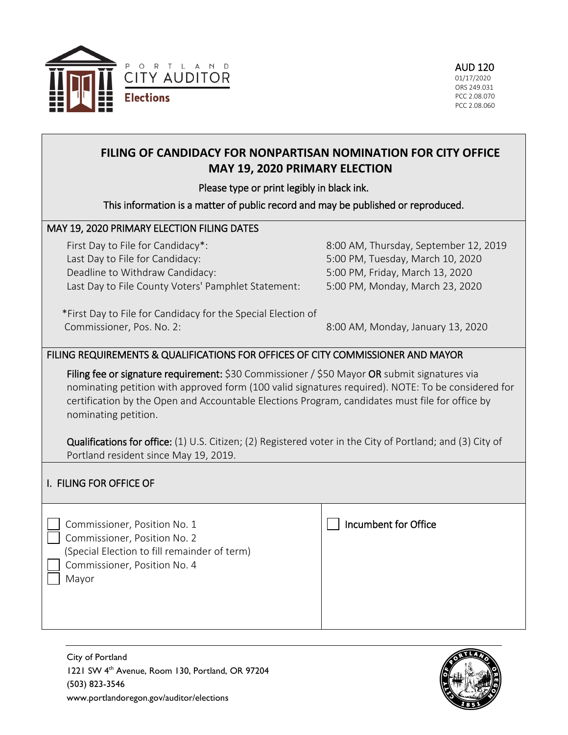PORTLAND CITY AUDITOR
**Elections**

AUD 120
01/17/2020
ORS 249.031
PCC 2.08.070
PCC 2.08.060

# FILING OF CANDIDACY FOR NONPARTISAN NOMINATION FOR CITY OFFICE MAY 19, 2020 PRIMARY ELECTION

Please type or print legibly in black ink.

This information is a matter of public record and may be published or reproduced.

## MAY 19, 2020 PRIMARY ELECTION FILING DATES

| | |
|---|---|
| First Day to File for Candidacy*: | 8:00 AM, Thursday, September 12, 2019 |
| Last Day to File for Candidacy: | 5:00 PM, Tuesday, March 10, 2020 |
| Deadline to Withdraw Candidacy: | 5:00 PM, Friday, March 13, 2020 |
| Last Day to File County Voters' Pamphlet Statement: | 5:00 PM, Monday, March 23, 2020 |
| *First Day to File for Candidacy for the Special Election of Commissioner, Pos. No. 2: | 8:00 AM, Monday, January 13, 2020 |

## FILING REQUIREMENTS & QUALIFICATIONS FOR OFFICES OF CITY COMMISSIONER AND MAYOR

**Filing fee or signature requirement:** $30 Commissioner / $50 Mayor **OR** submit signatures via nominating petition with approved form (100 valid signatures required). NOTE: To be considered for certification by the Open and Accountable Elections Program, candidates must file for office by nominating petition.

**Qualifications for office:** (1) U.S. Citizen; (2) Registered voter in the City of Portland; and (3) City of Portland resident since May 19, 2019.

## I. FILING FOR OFFICE OF

- ☐ Commissioner, Position No. 1
- ☐ Commissioner, Position No. 2 (Special Election to fill remainder of term)
- ☐ Commissioner, Position No. 4
- ☐ Mayor

☐ Incumbent for Office

City of Portland
1221 SW 4th Avenue, Room 130, Portland, OR 97204
(503) 823-3546
www.portlandoregon.gov/auditor/elections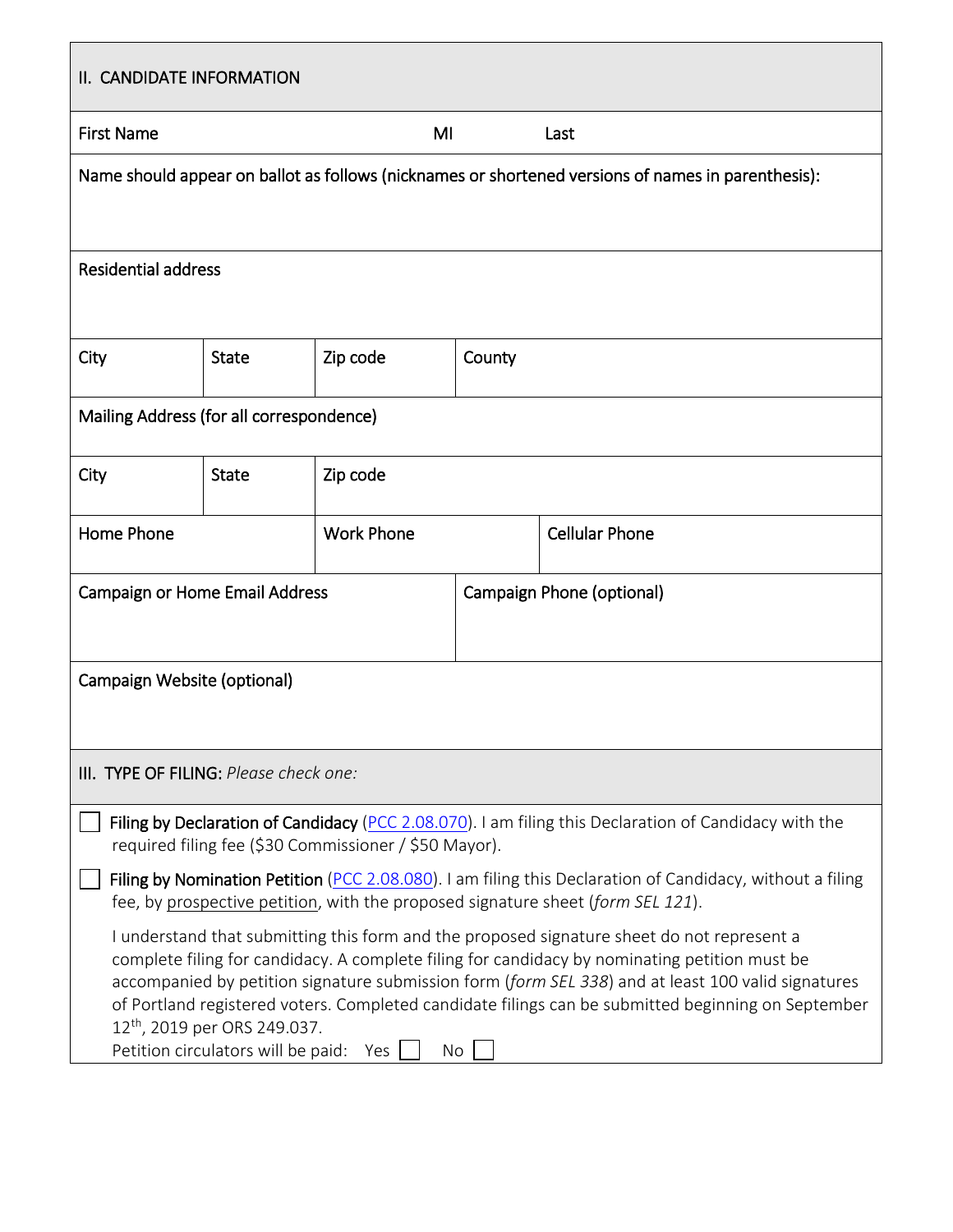## II. CANDIDATE INFORMATION

| First Name | | MI | Last |
|---|---|---|---|

Name should appear on ballot as follows (nicknames or shortened versions of names in parenthesis):

Residential address

| City | State | Zip code | County |
|---|---|---|---|

Mailing Address (for all correspondence)

| City | State | Zip code |
|---|---|---|

| Home Phone | Work Phone | Cellular Phone |
|---|---|---|

| Campaign or Home Email Address | Campaign Phone (optional) |
|---|---|

Campaign Website (optional)

## III. TYPE OF FILING: *Please check one:*

☐ **Filing by Declaration of Candidacy** (PCC 2.08.070). I am filing this Declaration of Candidacy with the required filing fee ($30 Commissioner / $50 Mayor).

☐ **Filing by Nomination Petition** (PCC 2.08.080). I am filing this Declaration of Candidacy, without a filing fee, by prospective petition, with the proposed signature sheet (*form SEL 121*).

I understand that submitting this form and the proposed signature sheet do not represent a complete filing for candidacy. A complete filing for candidacy by nominating petition must be accompanied by petition signature submission form (*form SEL 338*) and at least 100 valid signatures of Portland registered voters. Completed candidate filings can be submitted beginning on September 12th, 2019 per ORS 249.037.

Petition circulators will be paid: Yes ☐ No ☐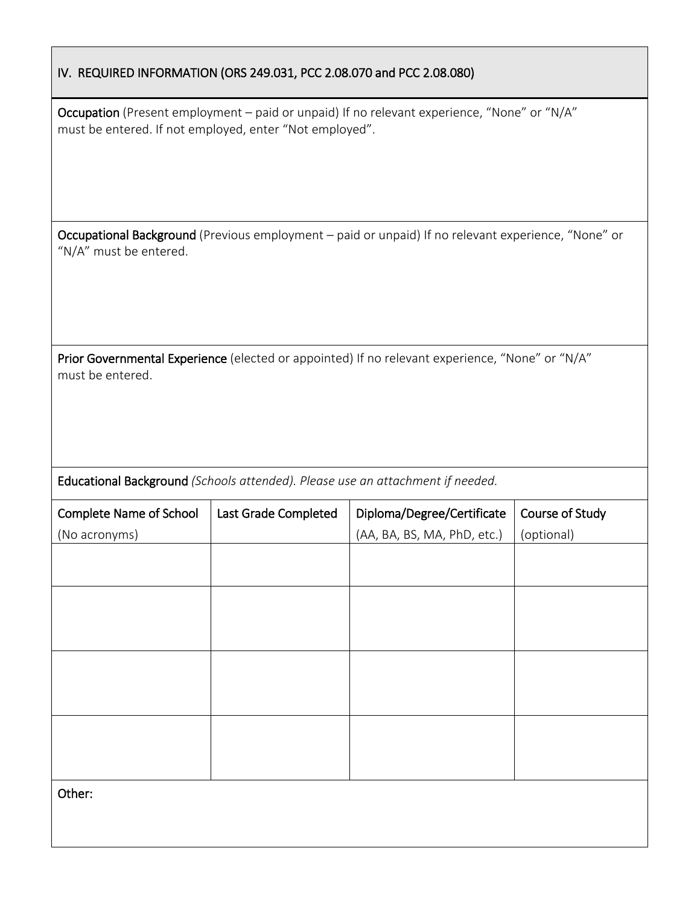## IV. REQUIRED INFORMATION (ORS 249.031, PCC 2.08.070 and PCC 2.08.080)

**Occupation** (Present employment – paid or unpaid) If no relevant experience, "None" or "N/A" must be entered. If not employed, enter "Not employed".

**Occupational Background** (Previous employment – paid or unpaid) If no relevant experience, "None" or "N/A" must be entered.

**Prior Governmental Experience** (elected or appointed) If no relevant experience, "None" or "N/A" must be entered.

**Educational Background** *(Schools attended). Please use an attachment if needed.*

| Complete Name of School (No acronyms) | Last Grade Completed | Diploma/Degree/Certificate (AA, BA, BS, MA, PhD, etc.) | Course of Study (optional) |
|---|---|---|---|
| | | | |
| | | | |
| | | | |
| | | | |

**Other:**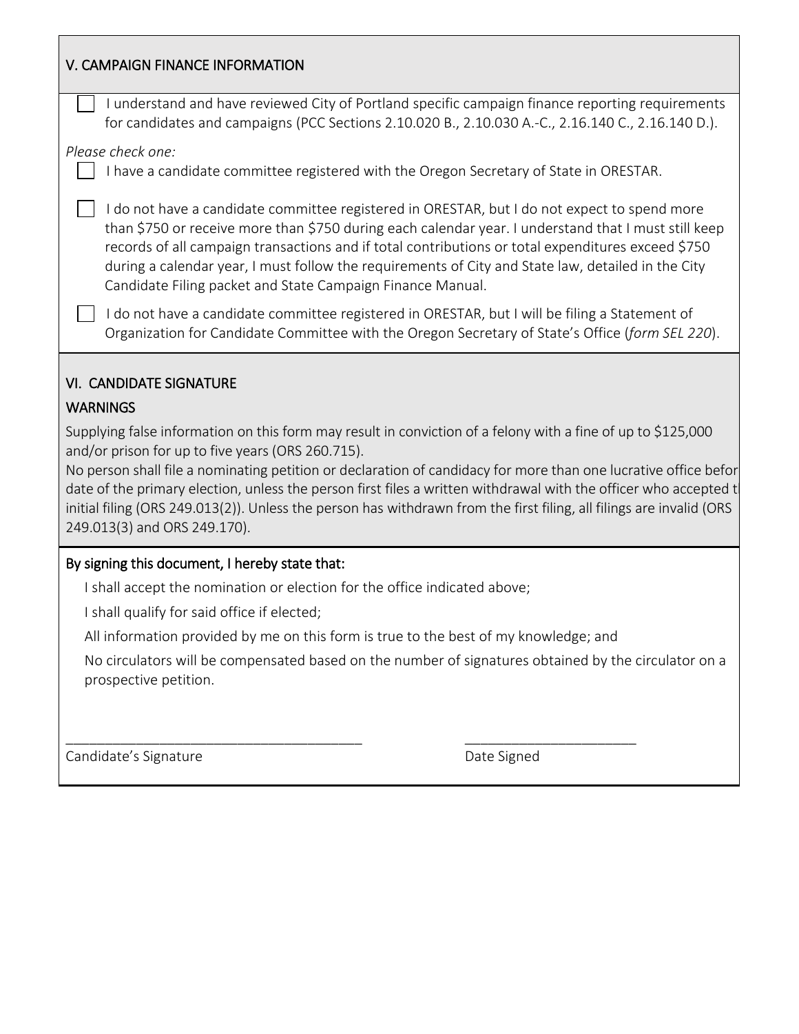## V. CAMPAIGN FINANCE INFORMATION

☐ I understand and have reviewed City of Portland specific campaign finance reporting requirements for candidates and campaigns (PCC Sections 2.10.020 B., 2.10.030 A.-C., 2.16.140 C., 2.16.140 D.).

*Please check one:*

☐ I have a candidate committee registered with the Oregon Secretary of State in ORESTAR.

☐ I do not have a candidate committee registered in ORESTAR, but I do not expect to spend more than $750 or receive more than $750 during each calendar year. I understand that I must still keep records of all campaign transactions and if total contributions or total expenditures exceed $750 during a calendar year, I must follow the requirements of City and State law, detailed in the City Candidate Filing packet and State Campaign Finance Manual.

☐ I do not have a candidate committee registered in ORESTAR, but I will be filing a Statement of Organization for Candidate Committee with the Oregon Secretary of State's Office (*form SEL 220*).

## VI. CANDIDATE SIGNATURE

### WARNINGS

Supplying false information on this form may result in conviction of a felony with a fine of up to $125,000 and/or prison for up to five years (ORS 260.715).

No person shall file a nominating petition or declaration of candidacy for more than one lucrative office befor date of the primary election, unless the person first files a written withdrawal with the officer who accepted t initial filing (ORS 249.013(2)). Unless the person has withdrawn from the first filing, all filings are invalid (ORS 249.013(3) and ORS 249.170).

**By signing this document, I hereby state that:**

I shall accept the nomination or election for the office indicated above;

I shall qualify for said office if elected;

All information provided by me on this form is true to the best of my knowledge; and

No circulators will be compensated based on the number of signatures obtained by the circulator on a prospective petition.

_______________________________________ Candidate's Signature

______________________ Date Signed